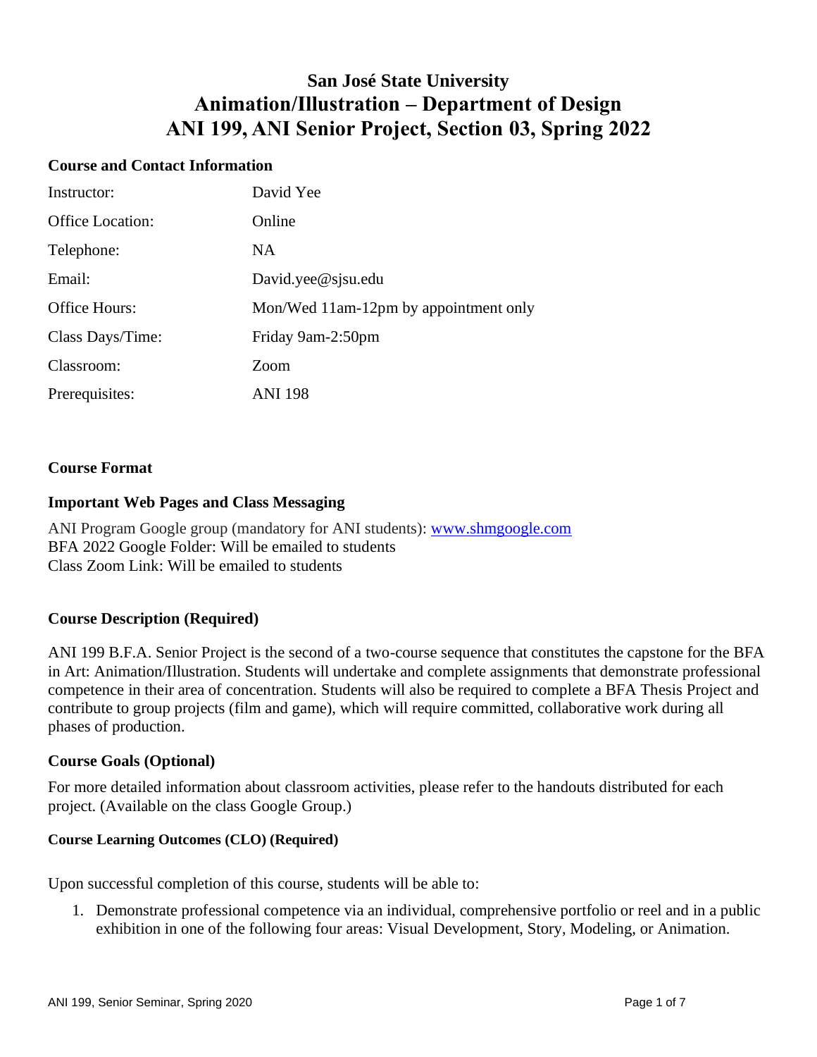# San José State University
# Animation/Illustration – Department of Design
# ANI 199, ANI Senior Project, Section 03, Spring 2022

## Course and Contact Information

| | |
|---|---|
| Instructor: | David Yee |
| Office Location: | Online |
| Telephone: | NA |
| Email: | David.yee@sjsu.edu |
| Office Hours: | Mon/Wed 11am-12pm by appointment only |
| Class Days/Time: | Friday 9am-2:50pm |
| Classroom: | Zoom |
| Prerequisites: | ANI 198 |

## Course Format

## Important Web Pages and Class Messaging

ANI Program Google group (mandatory for ANI students): [www.shmgoogle.com](www.shmgoogle.com)
BFA 2022 Google Folder: Will be emailed to students
Class Zoom Link: Will be emailed to students

## Course Description (Required)

ANI 199 B.F.A. Senior Project is the second of a two-course sequence that constitutes the capstone for the BFA in Art: Animation/Illustration. Students will undertake and complete assignments that demonstrate professional competence in their area of concentration. Students will also be required to complete a BFA Thesis Project and contribute to group projects (film and game), which will require committed, collaborative work during all phases of production.

## Course Goals (Optional)

For more detailed information about classroom activities, please refer to the handouts distributed for each project. (Available on the class Google Group.)

### Course Learning Outcomes (CLO) (Required)

Upon successful completion of this course, students will be able to:

1. Demonstrate professional competence via an individual, comprehensive portfolio or reel and in a public exhibition in one of the following four areas: Visual Development, Story, Modeling, or Animation.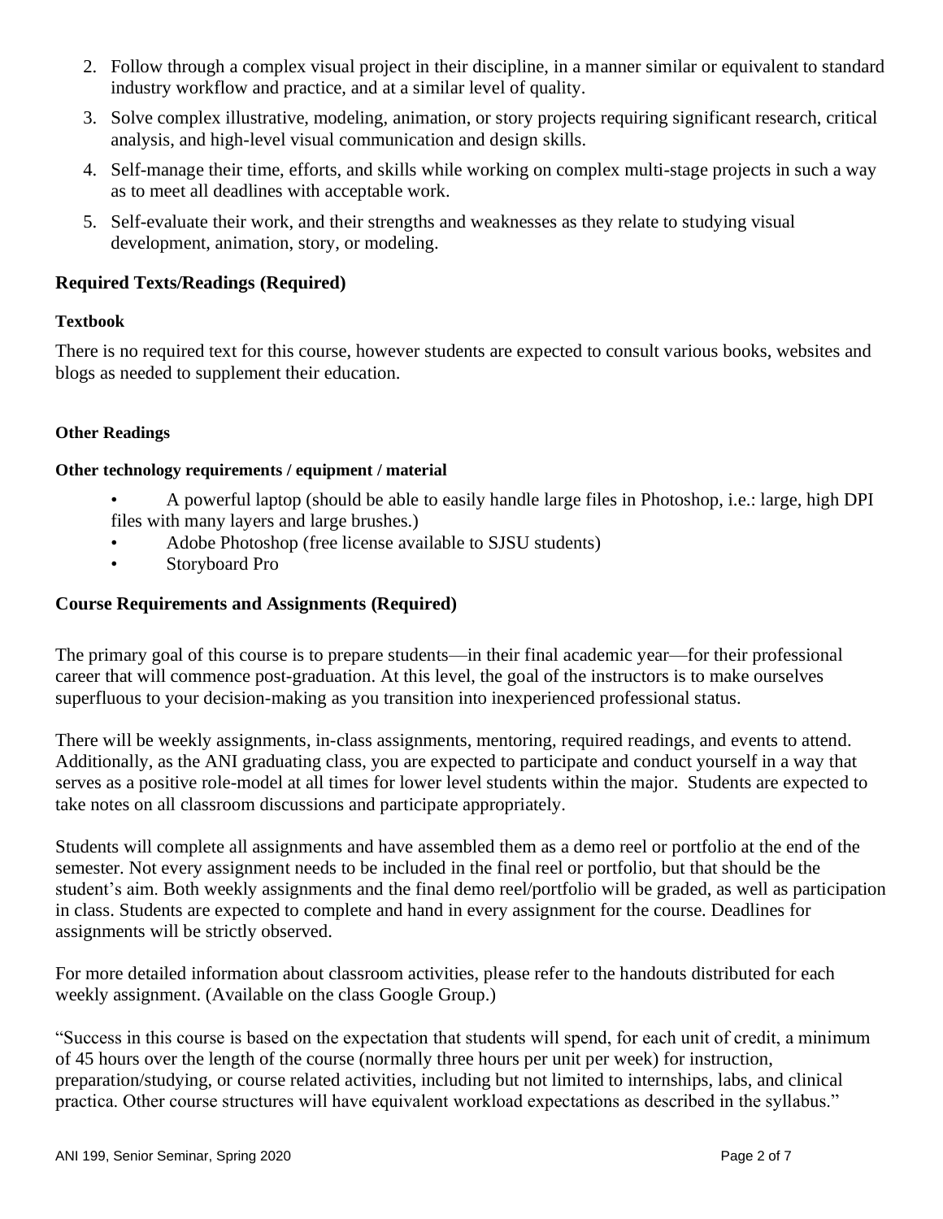2. Follow through a complex visual project in their discipline, in a manner similar or equivalent to standard industry workflow and practice, and at a similar level of quality.
3. Solve complex illustrative, modeling, animation, or story projects requiring significant research, critical analysis, and high-level visual communication and design skills.
4. Self-manage their time, efforts, and skills while working on complex multi-stage projects in such a way as to meet all deadlines with acceptable work.
5. Self-evaluate their work, and their strengths and weaknesses as they relate to studying visual development, animation, story, or modeling.

## Required Texts/Readings (Required)

### Textbook

There is no required text for this course, however students are expected to consult various books, websites and blogs as needed to supplement their education.

### Other Readings

### Other technology requirements / equipment / material

- A powerful laptop (should be able to easily handle large files in Photoshop, i.e.: large, high DPI files with many layers and large brushes.)
- Adobe Photoshop (free license available to SJSU students)
- Storyboard Pro

## Course Requirements and Assignments (Required)

The primary goal of this course is to prepare students—in their final academic year—for their professional career that will commence post-graduation. At this level, the goal of the instructors is to make ourselves superfluous to your decision-making as you transition into inexperienced professional status.

There will be weekly assignments, in-class assignments, mentoring, required readings, and events to attend. Additionally, as the ANI graduating class, you are expected to participate and conduct yourself in a way that serves as a positive role-model at all times for lower level students within the major. Students are expected to take notes on all classroom discussions and participate appropriately.

Students will complete all assignments and have assembled them as a demo reel or portfolio at the end of the semester. Not every assignment needs to be included in the final reel or portfolio, but that should be the student's aim. Both weekly assignments and the final demo reel/portfolio will be graded, as well as participation in class. Students are expected to complete and hand in every assignment for the course. Deadlines for assignments will be strictly observed.

For more detailed information about classroom activities, please refer to the handouts distributed for each weekly assignment. (Available on the class Google Group.)

"Success in this course is based on the expectation that students will spend, for each unit of credit, a minimum of 45 hours over the length of the course (normally three hours per unit per week) for instruction, preparation/studying, or course related activities, including but not limited to internships, labs, and clinical practica. Other course structures will have equivalent workload expectations as described in the syllabus."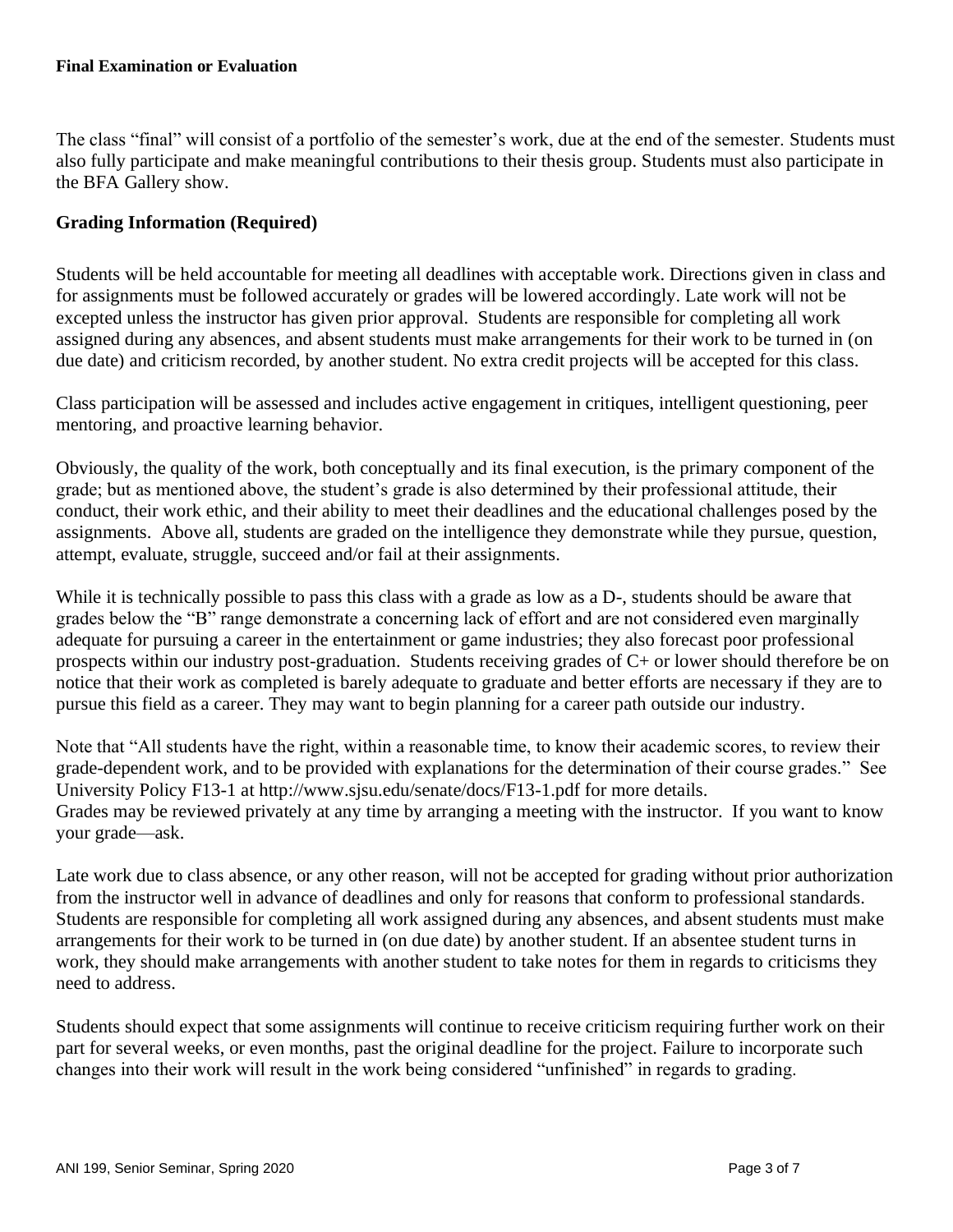**Final Examination or Evaluation**

The class "final" will consist of a portfolio of the semester's work, due at the end of the semester. Students must also fully participate and make meaningful contributions to their thesis group. Students must also participate in the BFA Gallery show.

## Grading Information (Required)

Students will be held accountable for meeting all deadlines with acceptable work. Directions given in class and for assignments must be followed accurately or grades will be lowered accordingly. Late work will not be excepted unless the instructor has given prior approval. Students are responsible for completing all work assigned during any absences, and absent students must make arrangements for their work to be turned in (on due date) and criticism recorded, by another student. No extra credit projects will be accepted for this class.

Class participation will be assessed and includes active engagement in critiques, intelligent questioning, peer mentoring, and proactive learning behavior.

Obviously, the quality of the work, both conceptually and its final execution, is the primary component of the grade; but as mentioned above, the student's grade is also determined by their professional attitude, their conduct, their work ethic, and their ability to meet their deadlines and the educational challenges posed by the assignments. Above all, students are graded on the intelligence they demonstrate while they pursue, question, attempt, evaluate, struggle, succeed and/or fail at their assignments.

While it is technically possible to pass this class with a grade as low as a D-, students should be aware that grades below the "B" range demonstrate a concerning lack of effort and are not considered even marginally adequate for pursuing a career in the entertainment or game industries; they also forecast poor professional prospects within our industry post-graduation. Students receiving grades of C+ or lower should therefore be on notice that their work as completed is barely adequate to graduate and better efforts are necessary if they are to pursue this field as a career. They may want to begin planning for a career path outside our industry.

Note that "All students have the right, within a reasonable time, to know their academic scores, to review their grade-dependent work, and to be provided with explanations for the determination of their course grades." See University Policy F13-1 at http://www.sjsu.edu/senate/docs/F13-1.pdf for more details.
Grades may be reviewed privately at any time by arranging a meeting with the instructor. If you want to know your grade—ask.

Late work due to class absence, or any other reason, will not be accepted for grading without prior authorization from the instructor well in advance of deadlines and only for reasons that conform to professional standards. Students are responsible for completing all work assigned during any absences, and absent students must make arrangements for their work to be turned in (on due date) by another student. If an absentee student turns in work, they should make arrangements with another student to take notes for them in regards to criticisms they need to address.

Students should expect that some assignments will continue to receive criticism requiring further work on their part for several weeks, or even months, past the original deadline for the project. Failure to incorporate such changes into their work will result in the work being considered "unfinished" in regards to grading.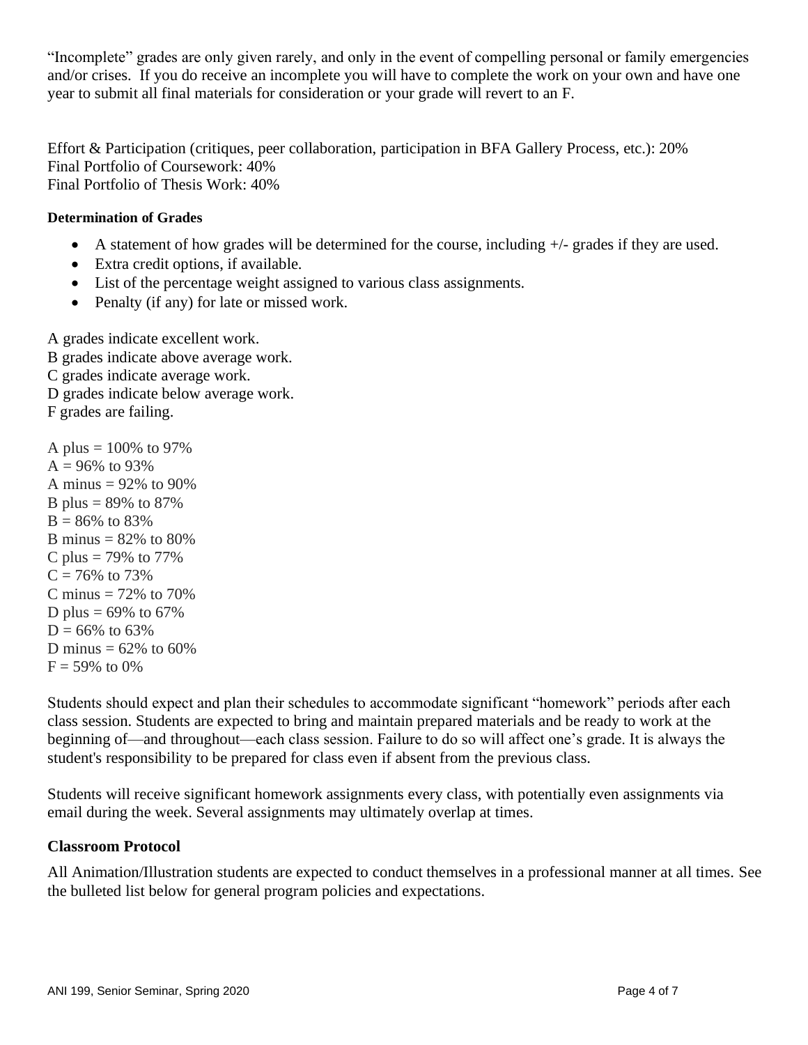“Incomplete” grades are only given rarely, and only in the event of compelling personal or family emergencies and/or crises. If you do receive an incomplete you will have to complete the work on your own and have one year to submit all final materials for consideration or your grade will revert to an F.

Effort & Participation (critiques, peer collaboration, participation in BFA Gallery Process, etc.): 20%
Final Portfolio of Coursework: 40%
Final Portfolio of Thesis Work: 40%

**Determination of Grades**

- A statement of how grades will be determined for the course, including +/- grades if they are used.
- Extra credit options, if available.
- List of the percentage weight assigned to various class assignments.
- Penalty (if any) for late or missed work.

A grades indicate excellent work.
B grades indicate above average work.
C grades indicate average work.
D grades indicate below average work.
F grades are failing.

A plus = 100% to 97%
A = 96% to 93%
A minus = 92% to 90%
B plus = 89% to 87%
B = 86% to 83%
B minus = 82% to 80%
C plus = 79% to 77%
C = 76% to 73%
C minus = 72% to 70%
D plus = 69% to 67%
D = 66% to 63%
D minus = 62% to 60%
F = 59% to 0%

Students should expect and plan their schedules to accommodate significant “homework” periods after each class session. Students are expected to bring and maintain prepared materials and be ready to work at the beginning of—and throughout—each class session. Failure to do so will affect one’s grade. It is always the student's responsibility to be prepared for class even if absent from the previous class.

Students will receive significant homework assignments every class, with potentially even assignments via email during the week. Several assignments may ultimately overlap at times.

### Classroom Protocol

All Animation/Illustration students are expected to conduct themselves in a professional manner at all times. See the bulleted list below for general program policies and expectations.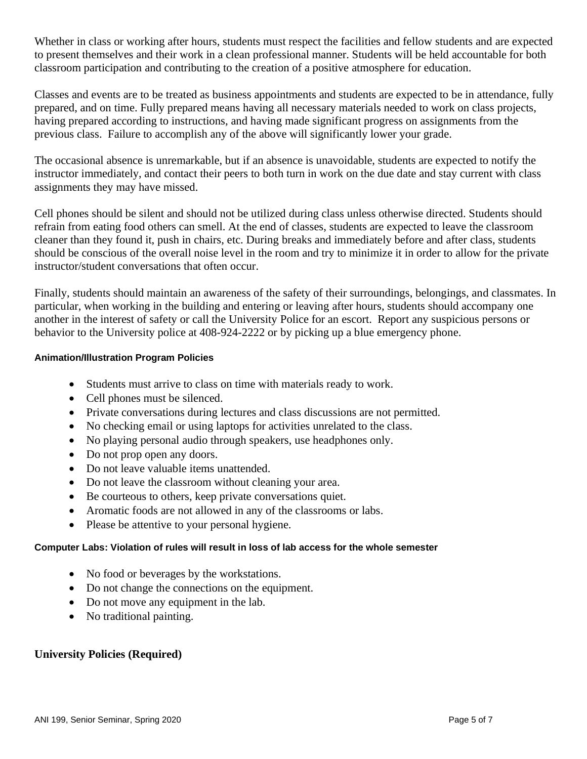Whether in class or working after hours, students must respect the facilities and fellow students and are expected to present themselves and their work in a clean professional manner. Students will be held accountable for both classroom participation and contributing to the creation of a positive atmosphere for education.

Classes and events are to be treated as business appointments and students are expected to be in attendance, fully prepared, and on time. Fully prepared means having all necessary materials needed to work on class projects, having prepared according to instructions, and having made significant progress on assignments from the previous class. Failure to accomplish any of the above will significantly lower your grade.

The occasional absence is unremarkable, but if an absence is unavoidable, students are expected to notify the instructor immediately, and contact their peers to both turn in work on the due date and stay current with class assignments they may have missed.

Cell phones should be silent and should not be utilized during class unless otherwise directed. Students should refrain from eating food others can smell. At the end of classes, students are expected to leave the classroom cleaner than they found it, push in chairs, etc. During breaks and immediately before and after class, students should be conscious of the overall noise level in the room and try to minimize it in order to allow for the private instructor/student conversations that often occur.

Finally, students should maintain an awareness of the safety of their surroundings, belongings, and classmates. In particular, when working in the building and entering or leaving after hours, students should accompany one another in the interest of safety or call the University Police for an escort. Report any suspicious persons or behavior to the University police at 408-924-2222 or by picking up a blue emergency phone.

#### Animation/Illustration Program Policies

- Students must arrive to class on time with materials ready to work.
- Cell phones must be silenced.
- Private conversations during lectures and class discussions are not permitted.
- No checking email or using laptops for activities unrelated to the class.
- No playing personal audio through speakers, use headphones only.
- Do not prop open any doors.
- Do not leave valuable items unattended.
- Do not leave the classroom without cleaning your area.
- Be courteous to others, keep private conversations quiet.
- Aromatic foods are not allowed in any of the classrooms or labs.
- Please be attentive to your personal hygiene.

#### Computer Labs: Violation of rules will result in loss of lab access for the whole semester

- No food or beverages by the workstations.
- Do not change the connections on the equipment.
- Do not move any equipment in the lab.
- No traditional painting.

## University Policies (Required)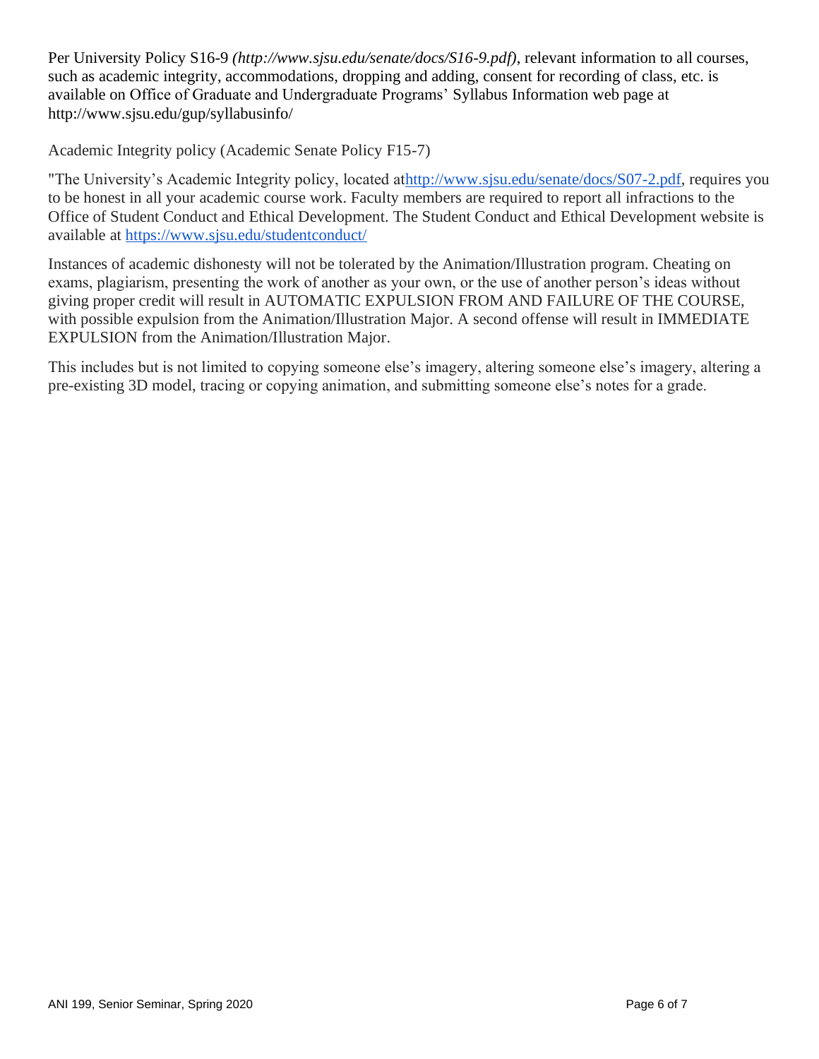Per University Policy S16-9 *(http://www.sjsu.edu/senate/docs/S16-9.pdf)*, relevant information to all courses, such as academic integrity, accommodations, dropping and adding, consent for recording of class, etc. is available on Office of Graduate and Undergraduate Programs' Syllabus Information web page at http://www.sjsu.edu/gup/syllabusinfo/

Academic Integrity policy (Academic Senate Policy F15-7)

"The University's Academic Integrity policy, located at[http://www.sjsu.edu/senate/docs/S07-2.pdf](http://www.sjsu.edu/senate/docs/S07-2.pdf), requires you to be honest in all your academic course work. Faculty members are required to report all infractions to the Office of Student Conduct and Ethical Development. The Student Conduct and Ethical Development website is available at [https://www.sjsu.edu/studentconduct/](https://www.sjsu.edu/studentconduct/)

Instances of academic dishonesty will not be tolerated by the Animation/Illustration program. Cheating on exams, plagiarism, presenting the work of another as your own, or the use of another person's ideas without giving proper credit will result in AUTOMATIC EXPULSION FROM AND FAILURE OF THE COURSE, with possible expulsion from the Animation/Illustration Major. A second offense will result in IMMEDIATE EXPULSION from the Animation/Illustration Major.

This includes but is not limited to copying someone else's imagery, altering someone else's imagery, altering a pre-existing 3D model, tracing or copying animation, and submitting someone else's notes for a grade.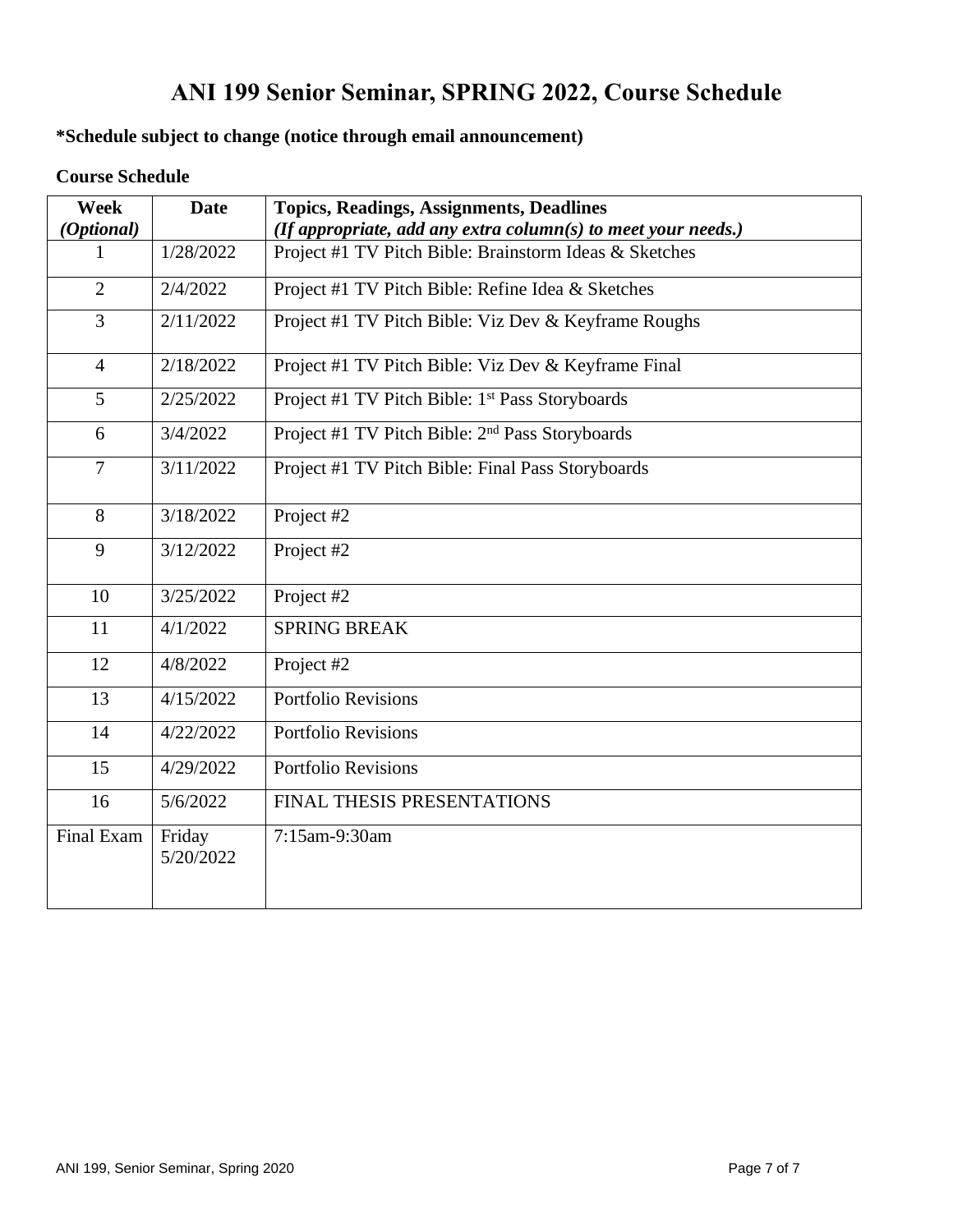# ANI 199 Senior Seminar, SPRING 2022, Course Schedule

**\*Schedule subject to change (notice through email announcement)**

**Course Schedule**

| **Week** *(Optional)* | **Date** | **Topics, Readings, Assignments, Deadlines** *(If appropriate, add any extra column(s) to meet your needs.)* |
|---|---|---|
| 1 | 1/28/2022 | Project #1 TV Pitch Bible: Brainstorm Ideas & Sketches |
| 2 | 2/4/2022 | Project #1 TV Pitch Bible: Refine Idea & Sketches |
| 3 | 2/11/2022 | Project #1 TV Pitch Bible: Viz Dev & Keyframe Roughs |
| 4 | 2/18/2022 | Project #1 TV Pitch Bible: Viz Dev & Keyframe Final |
| 5 | 2/25/2022 | Project #1 TV Pitch Bible: 1st Pass Storyboards |
| 6 | 3/4/2022 | Project #1 TV Pitch Bible: 2nd Pass Storyboards |
| 7 | 3/11/2022 | Project #1 TV Pitch Bible: Final Pass Storyboards |
| 8 | 3/18/2022 | Project #2 |
| 9 | 3/12/2022 | Project #2 |
| 10 | 3/25/2022 | Project #2 |
| 11 | 4/1/2022 | SPRING BREAK |
| 12 | 4/8/2022 | Project #2 |
| 13 | 4/15/2022 | Portfolio Revisions |
| 14 | 4/22/2022 | Portfolio Revisions |
| 15 | 4/29/2022 | Portfolio Revisions |
| 16 | 5/6/2022 | FINAL THESIS PRESENTATIONS |
| Final Exam | Friday 5/20/2022 | 7:15am-9:30am |